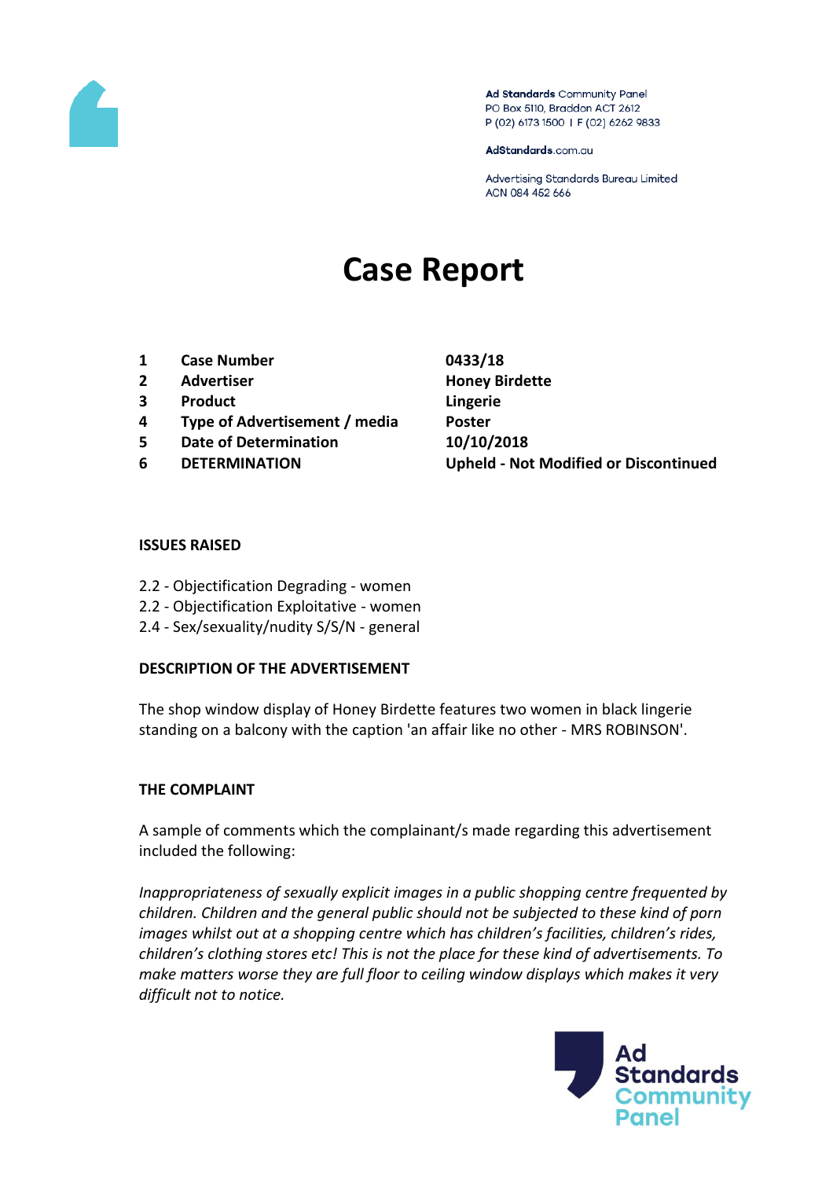Ad Standards Community Panel
PO Box 5110, Braddon ACT 2612
P (02) 6173 1500 | F (02) 6262 9833

AdStandards.com.au

Advertising Standards Bureau Limited
ACN 084 452 666

# Case Report

| | | |
|---|---|---|
| 1 | **Case Number** | **0433/18** |
| 2 | **Advertiser** | **Honey Birdette** |
| 3 | **Product** | **Lingerie** |
| 4 | **Type of Advertisement / media** | **Poster** |
| 5 | **Date of Determination** | **10/10/2018** |
| 6 | **DETERMINATION** | **Upheld - Not Modified or Discontinued** |

**ISSUES RAISED**

2.2 - Objectification Degrading - women
2.2 - Objectification Exploitative - women
2.4 - Sex/sexuality/nudity S/S/N - general

**DESCRIPTION OF THE ADVERTISEMENT**

The shop window display of Honey Birdette features two women in black lingerie standing on a balcony with the caption 'an affair like no other - MRS ROBINSON'.

**THE COMPLAINT**

A sample of comments which the complainant/s made regarding this advertisement included the following:

*Inappropriateness of sexually explicit images in a public shopping centre frequented by children. Children and the general public should not be subjected to these kind of porn images whilst out at a shopping centre which has children's facilities, children's rides, children's clothing stores etc! This is not the place for these kind of advertisements. To make matters worse they are full floor to ceiling window displays which makes it very difficult not to notice.*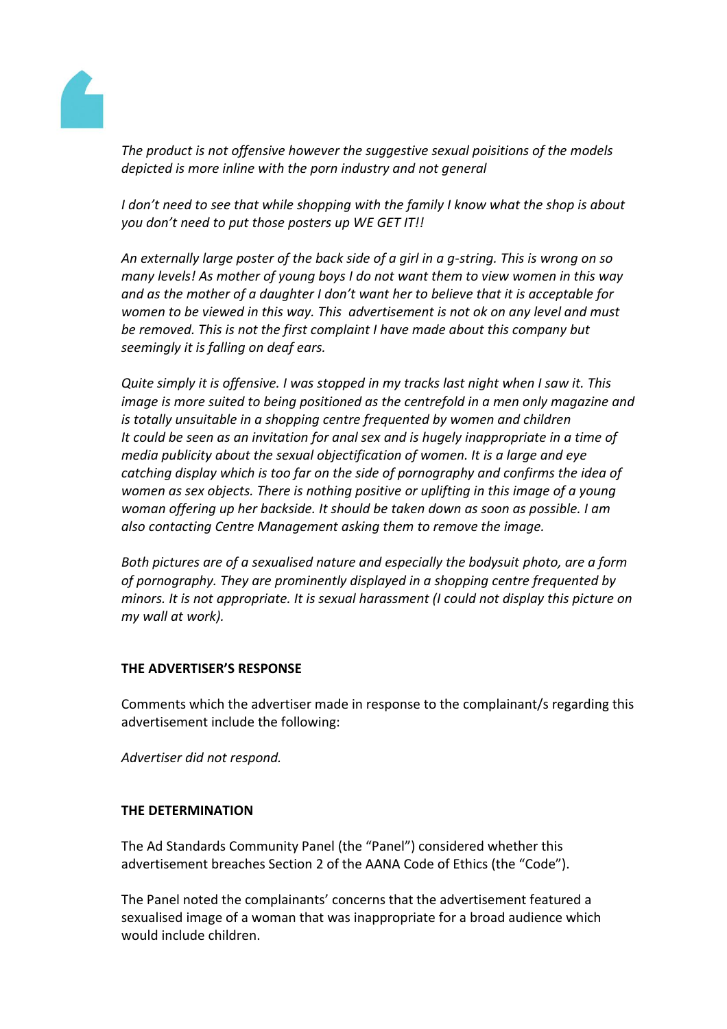*The product is not offensive however the suggestive sexual poisitions of the models depicted is more inline with the porn industry and not general*

*I don't need to see that while shopping with the family I know what the shop is about you don't need to put those posters up WE GET IT!!*

*An externally large poster of the back side of a girl in a g-string. This is wrong on so many levels! As mother of young boys I do not want them to view women in this way and as the mother of a daughter I don't want her to believe that it is acceptable for women to be viewed in this way. This advertisement is not ok on any level and must be removed. This is not the first complaint I have made about this company but seemingly it is falling on deaf ears.*

*Quite simply it is offensive. I was stopped in my tracks last night when I saw it. This image is more suited to being positioned as the centrefold in a men only magazine and is totally unsuitable in a shopping centre frequented by women and children It could be seen as an invitation for anal sex and is hugely inappropriate in a time of media publicity about the sexual objectification of women. It is a large and eye catching display which is too far on the side of pornography and confirms the idea of women as sex objects. There is nothing positive or uplifting in this image of a young woman offering up her backside. It should be taken down as soon as possible. I am also contacting Centre Management asking them to remove the image.*

*Both pictures are of a sexualised nature and especially the bodysuit photo, are a form of pornography. They are prominently displayed in a shopping centre frequented by minors. It is not appropriate. It is sexual harassment (I could not display this picture on my wall at work).*

**THE ADVERTISER'S RESPONSE**

Comments which the advertiser made in response to the complainant/s regarding this advertisement include the following:

*Advertiser did not respond.*

**THE DETERMINATION**

The Ad Standards Community Panel (the "Panel") considered whether this advertisement breaches Section 2 of the AANA Code of Ethics (the "Code").

The Panel noted the complainants' concerns that the advertisement featured a sexualised image of a woman that was inappropriate for a broad audience which would include children.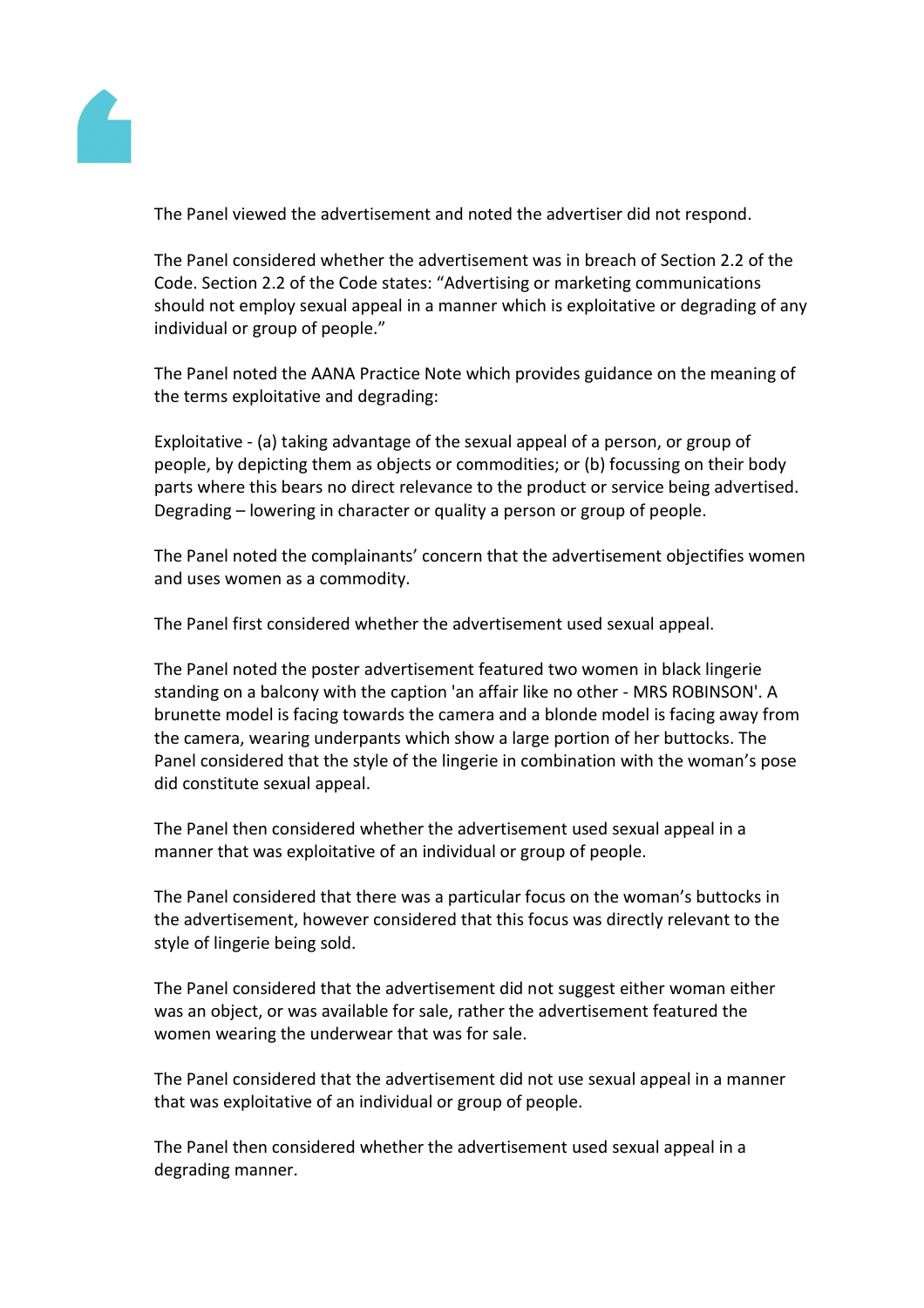The Panel viewed the advertisement and noted the advertiser did not respond.

The Panel considered whether the advertisement was in breach of Section 2.2 of the Code. Section 2.2 of the Code states: "Advertising or marketing communications should not employ sexual appeal in a manner which is exploitative or degrading of any individual or group of people."

The Panel noted the AANA Practice Note which provides guidance on the meaning of the terms exploitative and degrading:

Exploitative - (a) taking advantage of the sexual appeal of a person, or group of people, by depicting them as objects or commodities; or (b) focussing on their body parts where this bears no direct relevance to the product or service being advertised. Degrading – lowering in character or quality a person or group of people.

The Panel noted the complainants' concern that the advertisement objectifies women and uses women as a commodity.

The Panel first considered whether the advertisement used sexual appeal.

The Panel noted the poster advertisement featured two women in black lingerie standing on a balcony with the caption 'an affair like no other - MRS ROBINSON'. A brunette model is facing towards the camera and a blonde model is facing away from the camera, wearing underpants which show a large portion of her buttocks. The Panel considered that the style of the lingerie in combination with the woman's pose did constitute sexual appeal.

The Panel then considered whether the advertisement used sexual appeal in a manner that was exploitative of an individual or group of people.

The Panel considered that there was a particular focus on the woman's buttocks in the advertisement, however considered that this focus was directly relevant to the style of lingerie being sold.

The Panel considered that the advertisement did not suggest either woman either was an object, or was available for sale, rather the advertisement featured the women wearing the underwear that was for sale.

The Panel considered that the advertisement did not use sexual appeal in a manner that was exploitative of an individual or group of people.

The Panel then considered whether the advertisement used sexual appeal in a degrading manner.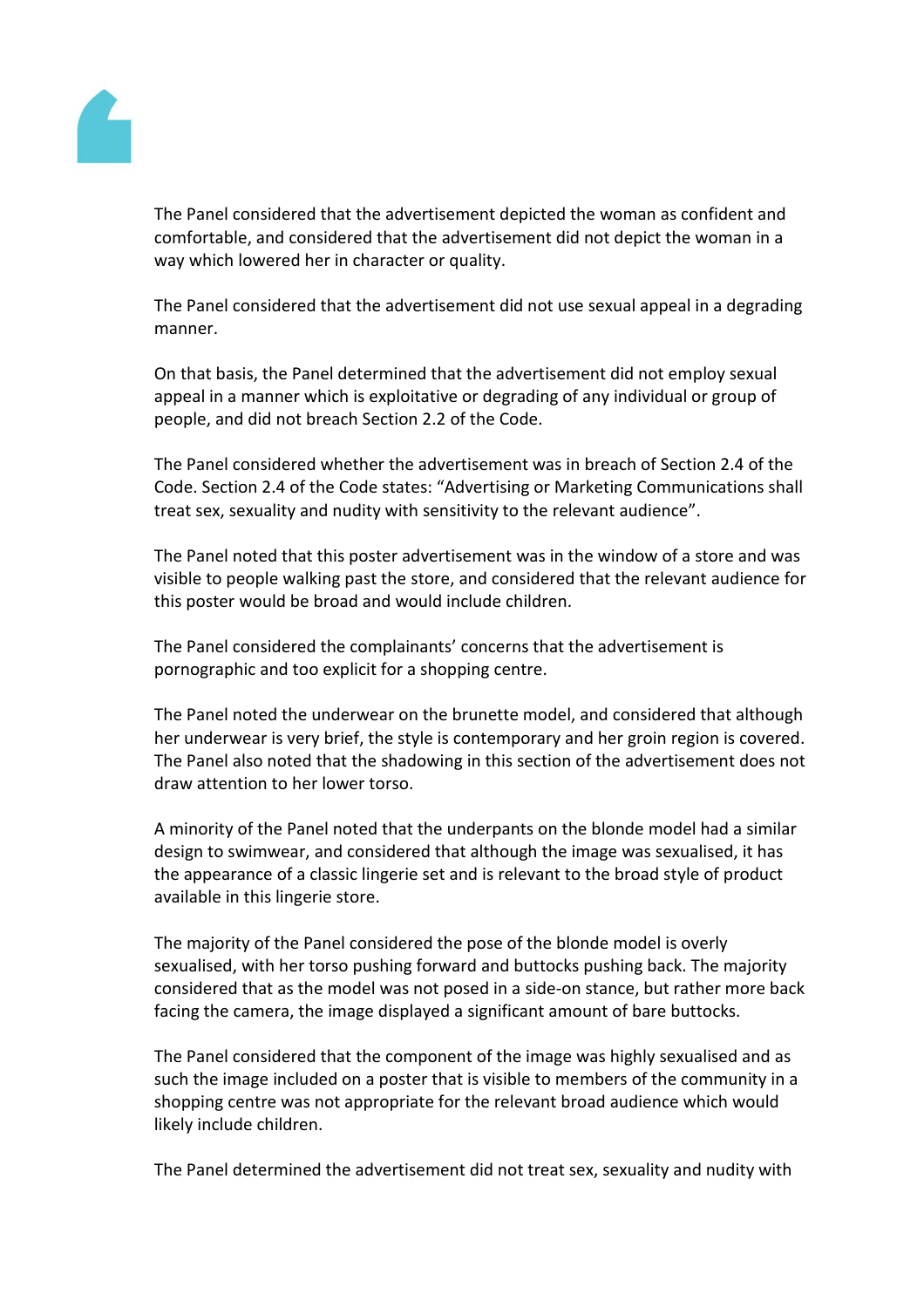The Panel considered that the advertisement depicted the woman as confident and comfortable, and considered that the advertisement did not depict the woman in a way which lowered her in character or quality.

The Panel considered that the advertisement did not use sexual appeal in a degrading manner.

On that basis, the Panel determined that the advertisement did not employ sexual appeal in a manner which is exploitative or degrading of any individual or group of people, and did not breach Section 2.2 of the Code.

The Panel considered whether the advertisement was in breach of Section 2.4 of the Code. Section 2.4 of the Code states: “Advertising or Marketing Communications shall treat sex, sexuality and nudity with sensitivity to the relevant audience”.

The Panel noted that this poster advertisement was in the window of a store and was visible to people walking past the store, and considered that the relevant audience for this poster would be broad and would include children.

The Panel considered the complainants’ concerns that the advertisement is pornographic and too explicit for a shopping centre.

The Panel noted the underwear on the brunette model, and considered that although her underwear is very brief, the style is contemporary and her groin region is covered. The Panel also noted that the shadowing in this section of the advertisement does not draw attention to her lower torso.

A minority of the Panel noted that the underpants on the blonde model had a similar design to swimwear, and considered that although the image was sexualised, it has the appearance of a classic lingerie set and is relevant to the broad style of product available in this lingerie store.

The majority of the Panel considered the pose of the blonde model is overly sexualised, with her torso pushing forward and buttocks pushing back. The majority considered that as the model was not posed in a side-on stance, but rather more back facing the camera, the image displayed a significant amount of bare buttocks.

The Panel considered that the component of the image was highly sexualised and as such the image included on a poster that is visible to members of the community in a shopping centre was not appropriate for the relevant broad audience which would likely include children.

The Panel determined the advertisement did not treat sex, sexuality and nudity with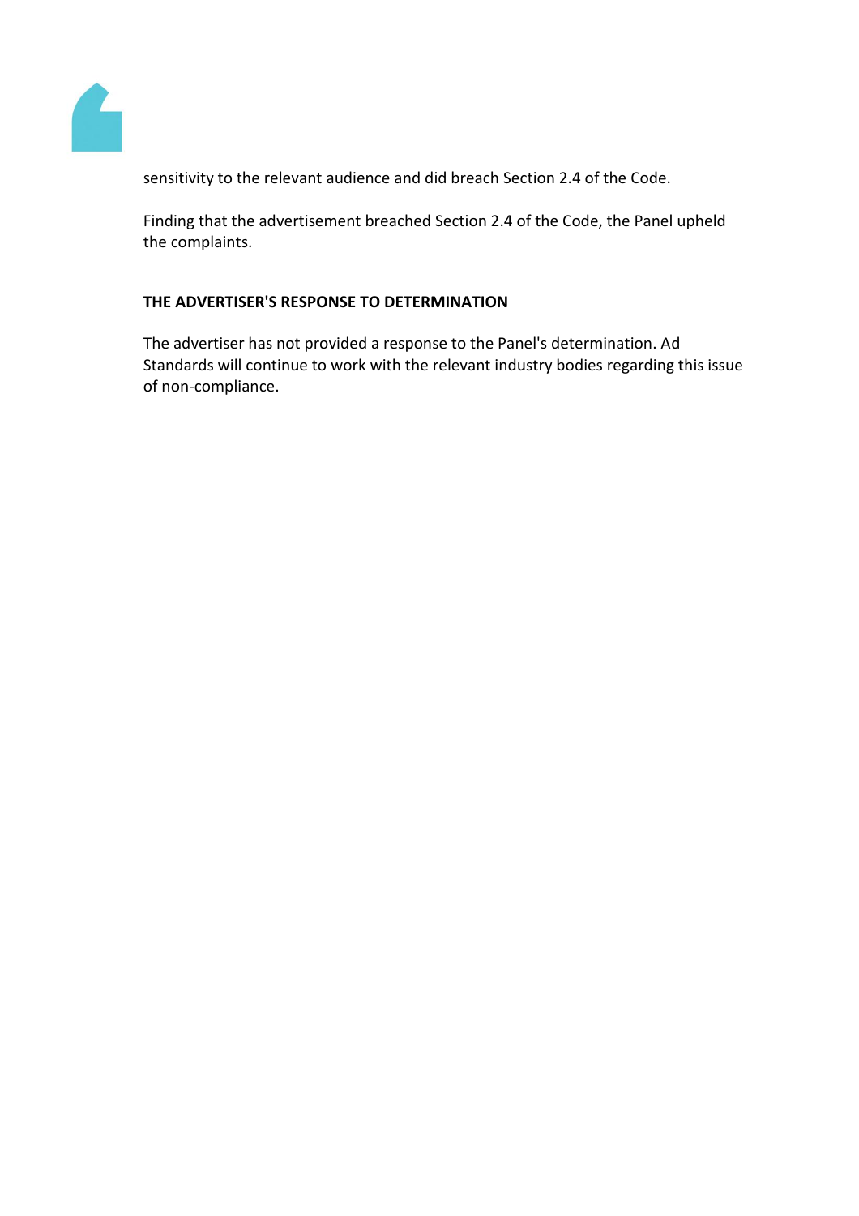sensitivity to the relevant audience and did breach Section 2.4 of the Code.

Finding that the advertisement breached Section 2.4 of the Code, the Panel upheld the complaints.

**THE ADVERTISER'S RESPONSE TO DETERMINATION**

The advertiser has not provided a response to the Panel's determination. Ad Standards will continue to work with the relevant industry bodies regarding this issue of non-compliance.